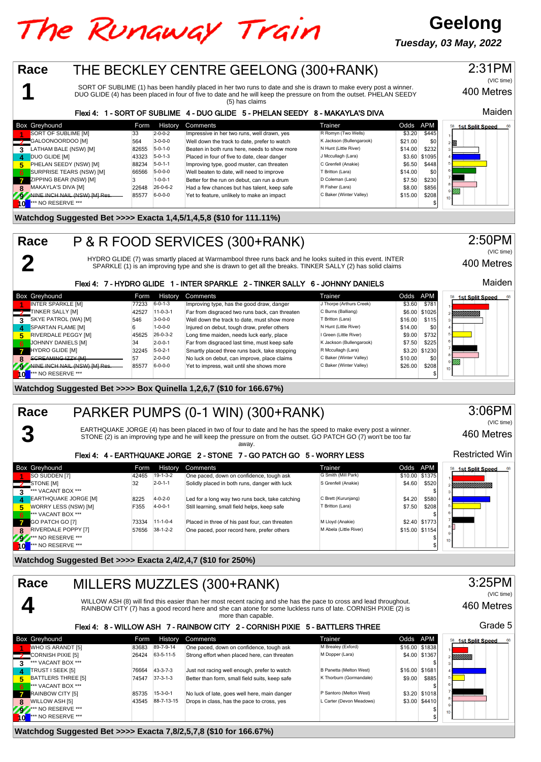# The Runaway Train

**Geelong**

*Tuesday, 03 May, 2022*

## Race 1 — THE BECKLEY CENTRE GEELONG (300+RANK)

2:31PM (VIC time) — 400 Metres — Maiden

SORT OF SUBLIME (1) has been handily placed in her two runs to date and she is drawn to make every post a winner. DUO GLIDE (4) has been placed in four of five to date and he will keep the pressure on from the outset. PHELAN SEEDY (5) has claims

**Flexi 4: 1 - SORT OF SUBLIME 4 - DUO GLIDE 5 - PHELAN SEEDY 8 - MAKAYLA'S DIVA**

| Box | Greyhound | Form | History | Comments | Trainer | Odds | APM |
|---|---|---|---|---|---|---|---|
| 1 | SORT OF SUBLIME [M] | 33 | 2-0-0-2 | Impressive in her two runs, well drawn, yes | R Romyn (Two Wells) | $3.20 | $445 |
| 2 | GALOONOORDOO [M] | 564 | 3-0-0-0 | Well down the track to date, prefer to watch | K Jackson (Bullengarook) | $21.00 | $0 |
| 3 | LATHAM BALE (NSW) [M] | 82655 | 5-0-1-0 | Beaten in both runs here, needs to show more | N Hunt (Little River) | $14.00 | $232 |
| 4 | DUO GLIDE [M] | 43323 | 5-0-1-3 | Placed in four of five to date, clear danger | J Mccullagh (Lara) | $3.60 | $1095 |
| 5 | PHELAN SEEDY (NSW) [M] | 88234 | 5-0-1-1 | Improving type, good muster, can threaten | C Grenfell (Anakie) | $6.50 | $448 |
| 6 | SURPRISE TEARS (NSW) [M] | 66566 | 5-0-0-0 | Well beaten to date, will need to improve | T Britton (Lara) | $14.00 | $0 |
| 7 | ZIPPING BEAR (NSW) [M] | 3 | 1-0-0-1 | Better for the run on debut, can run a drum | D Coleman (Lara) | $7.50 | $230 |
| 8 | MAKAYLA'S DIVA [M] | 22648 | 26-0-6-2 | Had a few chances but has talent, keep safe | R Fisher (Lara) | $8.00 | $856 |
| 9 | ~~NINE INCH NAIL (NSW) [M] Res.~~ | 85577 | 6-0-0-0 | Yet to feature, unlikely to make an impact | C Baker (Winter Valley) | $15.00 | $208 |
| 10 | *** NO RESERVE *** | | | | | | $ |

**Watchdog Suggested Bet >>>> Exacta 1,4,5/1,4,5,8 ($10 for 111.11%)**

## Race 2 — P & R FOOD SERVICES (300+RANK)

2:50PM (VIC time) — 400 Metres — Maiden

HYDRO GLIDE (7) was smartly placed at Warrnambool three runs back and he looks suited in this event. INTER SPARKLE (1) is an improving type and she is drawn to get all the breaks. TINKER SALLY (2) has solid claims

**Flexi 4: 7 - HYDRO GLIDE 1 - INTER SPARKLE 2 - TINKER SALLY 6 - JOHNNY DANIELS**

| Box | Greyhound | Form | History | Comments | Trainer | Odds | APM |
|---|---|---|---|---|---|---|---|
| 1 | INTER SPARKLE [M] | 77233 | 6-0-1-3 | Improving type, has the good draw, danger | J Thorpe (Arthurs Creek) | $3.60 | $781 |
| 2 | TINKER SALLY [M] | 42527 | 11-0-3-1 | Far from disgraced two runs back, can threaten | C Burns (Balliang) | $6.00 | $1026 |
| 3 | SKYE PATROL (WA) [M] | 546 | 3-0-0-0 | Well down the track to date, must show more | T Britton (Lara) | $16.00 | $115 |
| 4 | SPARTAN FLAME [M] | 6 | 1-0-0-0 | Injured on debut, tough draw, prefer others | N Hunt (Little River) | $14.00 | $0 |
| 5 | RIVERDALE PEGGY [M] | 45625 | 26-0-3-2 | Long time maiden, needs luck early, place | I Green (Little River) | $9.00 | $732 |
| 6 | JOHNNY DANIELS [M] | 34 | 2-0-0-1 | Far from disgraced last time, must keep safe | K Jackson (Bullengarook) | $7.50 | $225 |
| 7 | HYDRO GLIDE [M] | 32245 | 5-0-2-1 | Smartly placed three runs back, take stopping | R Mccullagh (Lara) | $3.20 | $1230 |
| 8 | ~~SCREAMING IZZY [M]~~ | 57 | 2-0-0-0 | No luck on debut, can improve, place claims | C Baker (Winter Valley) | $10.00 | $0 |
| 9 | ~~NINE INCH NAIL (NSW) [M] Res.~~ | 85577 | 6-0-0-0 | Yet to impress, wait until she shows more | C Baker (Winter Valley) | $26.00 | $208 |
| 10 | *** NO RESERVE *** | | | | | | $ |

**Watchdog Suggested Bet >>>> Box Quinella 1,2,6,7 ($10 for 166.67%)**

## Race 3 — PARKER PUMPS (0-1 WIN) (300+RANK)

3:06PM (VIC time) — 460 Metres — Restricted Win

EARTHQUAKE JORGE (4) has been placed in two of four to date and he has the speed to make every post a winner. STONE (2) is an improving type and he will keep the pressure on from the outset. GO PATCH GO (7) won't be too far away.

**Flexi 4: 4 - EARTHQUAKE JORGE 2 - STONE 7 - GO PATCH GO 5 - WORRY LESS**

| Box | Greyhound | Form | History | Comments | Trainer | Odds | APM |
|---|---|---|---|---|---|---|---|
| 1 | SO SUDDEN [7] | 42465 | 19-1-3-2 | One paced, down on confidence, tough ask | G Smith (Mill Park) | $10.00 | $1375 |
| 2 | STONE [M] | 32 | 2-0-1-1 | Solidly placed in both runs, danger with luck | S Grenfell (Anakie) | $4.60 | $520 |
| 3 | *** VACANT BOX *** | | | | | | $ |
| 4 | EARTHQUAKE JORGE [M] | 8225 | 4-0-2-0 | Led for a long way two runs back, take catching | C Brett (Kurunjang) | $4.20 | $580 |
| 5 | WORRY LESS (NSW) [M] | F355 | 4-0-0-1 | Still learning, small field helps, keep safe | T Britton (Lara) | $7.50 | $208 |
| 6 | *** VACANT BOX *** | | | | | | $ |
| 7 | GO PATCH GO [7] | 73334 | 11-1-0-4 | Placed in three of his past four, can threaten | M Lloyd (Anakie) | $2.40 | $1773 |
| 8 | RIVERDALE POPPY [7] | 57656 | 38-1-2-2 | One paced, poor record here, prefer others | M Abela (Little River) | $15.00 | $1154 |
| 9 | *** NO RESERVE *** | | | | | | $ |
| 10 | *** NO RESERVE *** | | | | | | $ |

**Watchdog Suggested Bet >>>> Exacta 2,4/2,4,7 ($10 for 250%)**

## Race 4 — MILLERS MUZZLES (300+RANK)

3:25PM (VIC time) — 460 Metres — Grade 5

WILLOW ASH (8) will find this easier than her most recent racing and she has the pace to cross and lead throughout. RAINBOW CITY (7) has a good record here and she can atone for some luckless runs of late. CORNISH PIXIE (2) is more than capable.

**Flexi 4: 8 - WILLOW ASH 7 - RAINBOW CITY 2 - CORNISH PIXIE 5 - BATTLERS THREE**

| Box | Greyhound | Form | History | Comments | Trainer | Odds | APM |
|---|---|---|---|---|---|---|---|
| 1 | WHO IS ARANDT [5] | 83683 | 89-7-9-14 | One paced, down on confidence, tough ask | M Brealey (Exford) | $16.00 | $1838 |
| 2 | CORNISH PIXIE [5] | 26424 | 63-5-11-5 | Strong effort when placed here, can threaten | M Dopper (Lara) | $4.00 | $1367 |
| 3 | *** VACANT BOX *** | | | | | | $ |
| 4 | TRUST I SEEK [5] | 76664 | 43-3-7-3 | Just not racing well enough, prefer to watch | B Panetta (Melton West) | $16.00 | $1681 |
| 5 | BATTLERS THREE [5] | 74547 | 37-3-1-3 | Better than form, small field suits, keep safe | K Thorburn (Gormandale) | $9.00 | $885 |
| 6 | *** VACANT BOX *** | | | | | | $ |
| 7 | RAINBOW CITY [5] | 85735 | 15-3-0-1 | No luck of late, goes well here, main danger | P Santoro (Melton West) | $3.20 | $1018 |
| 8 | WILLOW ASH [5] | 43545 | 88-7-13-15 | Drops in class, has the pace to cross, yes | L Carter (Devon Meadows) | $3.00 | $4410 |
| 9 | *** NO RESERVE *** | | | | | | $ |
| 10 | *** NO RESERVE *** | | | | | | $ |

**Watchdog Suggested Bet >>>> Exacta 7,8/2,5,7,8 ($10 for 166.67%)**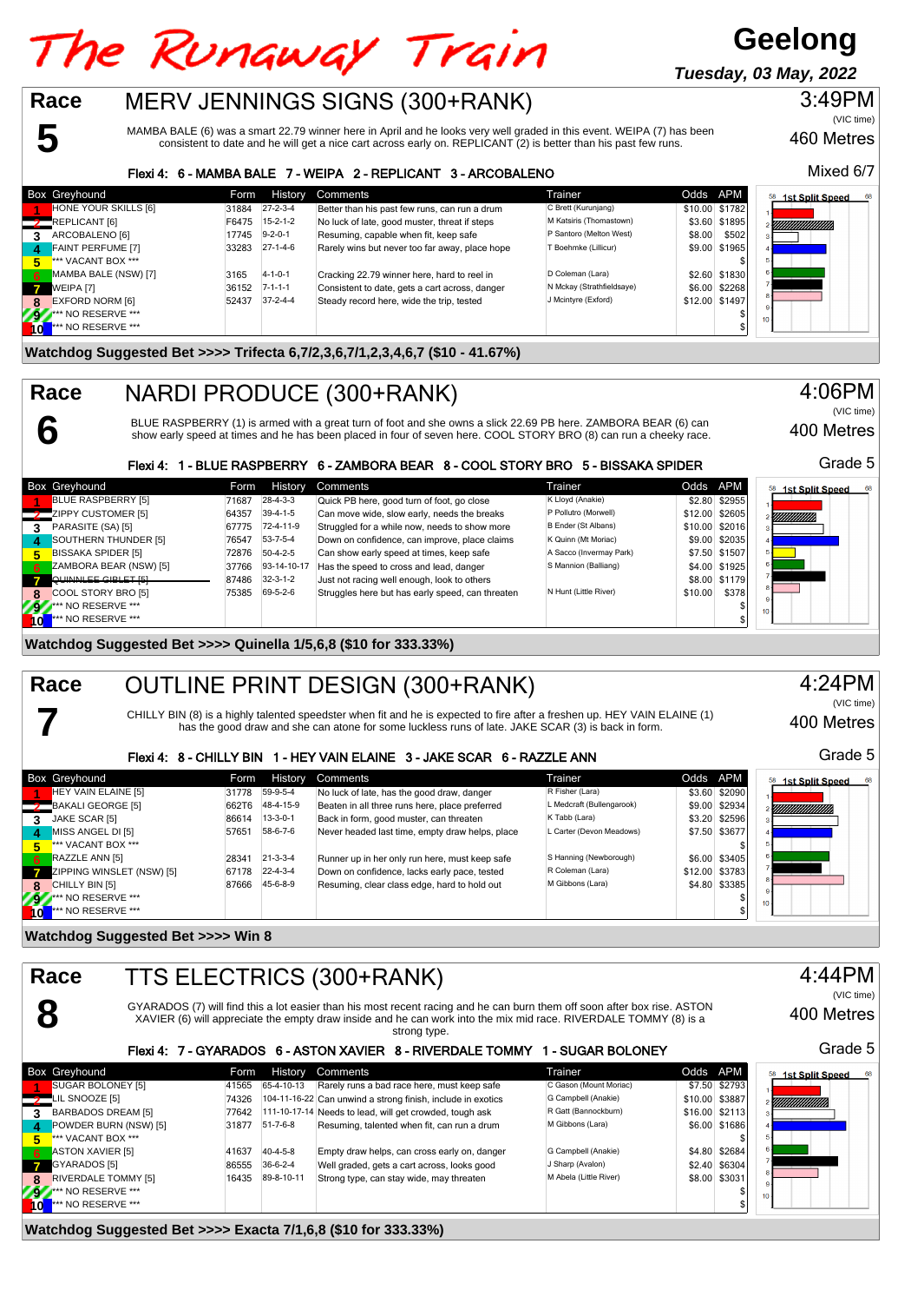# The Runaway Train

**Geelong**

***Tuesday, 03 May, 2022***

## Race 5 — MERV JENNINGS SIGNS (300+RANK)

3:49PM (VIC time) — 460 Metres — Mixed 6/7

MAMBA BALE (6) was a smart 22.79 winner here in April and he looks very well graded in this event. WEIPA (7) has been consistent to date and he will get a nice cart across early on. REPLICANT (2) is better than his past few runs.

**Flexi 4: 6 - MAMBA BALE 7 - WEIPA 2 - REPLICANT 3 - ARCOBALENO**

| Box | Greyhound | Form | History | Comments | Trainer | Odds | APM |
|---|---|---|---|---|---|---|---|
| 1 | HONE YOUR SKILLS [6] | 31884 | 27-2-3-4 | Better than his past few runs, can run a drum | C Brett (Kurunjang) | $10.00 | $1782 |
| 2 | REPLICANT [6] | F6475 | 15-2-1-2 | No luck of late, good muster, threat if steps | M Katsiris (Thomastown) | $3.60 | $1895 |
| 3 | ARCOBALENO [6] | 17745 | 9-2-0-1 | Resuming, capable when fit, keep safe | P Santoro (Melton West) | $8.00 | $502 |
| 4 | FAINT PERFUME [7] | 33283 | 27-1-4-6 | Rarely wins but never too far away, place hope | T Boehmke (Lillicur) | $9.00 | $1965 |
| 5 | *** VACANT BOX *** | | | | | | $ |
| 6 | MAMBA BALE (NSW) [7] | 3165 | 4-1-0-1 | Cracking 22.79 winner here, hard to reel in | D Coleman (Lara) | $2.60 | $1830 |
| 7 | WEIPA [7] | 36152 | 7-1-1-1 | Consistent to date, gets a cart across, danger | N Mckay (Strathfieldsaye) | $6.00 | $2268 |
| 8 | EXFORD NORM [6] | 52437 | 37-2-4-4 | Steady record here, wide the trip, tested | J Mcintyre (Exford) | $12.00 | $1497 |
| 9 | *** NO RESERVE *** | | | | | | $ |
| 10 | *** NO RESERVE *** | | | | | | $ |

**Watchdog Suggested Bet >>>> Trifecta 6,7/2,3,6,7/1,2,3,4,6,7 ($10 - 41.67%)**

## Race 6 — NARDI PRODUCE (300+RANK)

4:06PM (VIC time) — 400 Metres — Grade 5

BLUE RASPBERRY (1) is armed with a great turn of foot and she owns a slick 22.69 PB here. ZAMBORA BEAR (6) can show early speed at times and he has been placed in four of seven here. COOL STORY BRO (8) can run a cheeky race.

**Flexi 4: 1 - BLUE RASPBERRY 6 - ZAMBORA BEAR 8 - COOL STORY BRO 5 - BISSAKA SPIDER**

| Box | Greyhound | Form | History | Comments | Trainer | Odds | APM |
|---|---|---|---|---|---|---|---|
| 1 | BLUE RASPBERRY [5] | 71687 | 28-4-3-3 | Quick PB here, good turn of foot, go close | K Lloyd (Anakie) | $2.80 | $2955 |
| 2 | ZIPPY CUSTOMER [5] | 64357 | 39-4-1-5 | Can move wide, slow early, needs the breaks | P Pollutro (Morwell) | $12.00 | $2605 |
| 3 | PARASITE (SA) [5] | 67775 | 72-4-11-9 | Struggled for a while now, needs to show more | B Ender (St Albans) | $10.00 | $2016 |
| 4 | SOUTHERN THUNDER [5] | 76547 | 53-7-5-4 | Can move on confidence, can improve, place claims | K Quinn (Mt Moriac) | $9.00 | $2035 |
| 5 | BISSAKA SPIDER [5] | 72876 | 50-4-2-5 | Can show early speed at times, keep safe | A Sacco (Invermay Park) | $7.50 | $1507 |
| 6 | ZAMBORA BEAR (NSW) [5] | 37766 | 93-14-10-17 | Has the speed to cross and lead, danger | S Mannion (Balliang) | $4.00 | $1925 |
| 7 | ~~QUINNLEE GIBLET [5]~~ | 87486 | 32-3-1-2 | Just not racing well enough, look to others | | $8.00 | $1179 |
| 8 | COOL STORY BRO [5] | 75385 | 69-5-2-6 | Struggles here but has early speed, can threaten | N Hunt (Little River) | $10.00 | $378 |
| 9 | *** NO RESERVE *** | | | | | | $ |
| 10 | *** NO RESERVE *** | | | | | | $ |

**Watchdog Suggested Bet >>>> Quinella 1/5,6,8 ($10 for 333.33%)**

## Race 7 — OUTLINE PRINT DESIGN (300+RANK)

4:24PM (VIC time) — 400 Metres — Grade 5

CHILLY BIN (8) is a highly talented speedster when fit and he is expected to fire after a freshen up. HEY VAIN ELAINE (1) has the good draw and she can atone for some luckless runs of late. JAKE SCAR (3) is back in form.

**Flexi 4: 8 - CHILLY BIN 1 - HEY VAIN ELAINE 3 - JAKE SCAR 6 - RAZZLE ANN**

| Box | Greyhound | Form | History | Comments | Trainer | Odds | APM |
|---|---|---|---|---|---|---|---|
| 1 | HEY VAIN ELAINE [5] | 31778 | 59-9-5-4 | No luck of late, has the good draw, danger | R Fisher (Lara) | $3.60 | $2090 |
| 2 | BAKALI GEORGE [5] | 662T6 | 48-4-15-9 | Beaten in all three runs here, place preferred | L Medcraft (Bullengarook) | $9.00 | $2934 |
| 3 | JAKE SCAR [5] | 86614 | 13-3-0-1 | Back in form, good muster, can threaten | K Tabb (Lara) | $3.20 | $2596 |
| 4 | MISS ANGEL DI [5] | 57651 | 58-6-7-6 | Never headed last time, empty draw helps, place | L Carter (Devon Meadows) | $7.50 | $3677 |
| 5 | *** VACANT BOX *** | | | | | | $ |
| 6 | RAZZLE ANN [5] | 28341 | 21-3-3-4 | Runner up in her only run here, must keep safe | S Hanning (Newborough) | $6.00 | $3405 |
| 7 | ZIPPING WINSLET (NSW) [5] | 67178 | 22-4-3-4 | Down on confidence, lacks early pace, tested | R Coleman (Lara) | $12.00 | $3783 |
| 8 | CHILLY BIN [5] | 87666 | 45-6-8-9 | Resuming, clear class edge, hard to hold out | M Gibbons (Lara) | $4.80 | $3385 |
| 9 | *** NO RESERVE *** | | | | | | $ |
| 10 | *** NO RESERVE *** | | | | | | $ |

**Watchdog Suggested Bet >>>> Win 8**

## Race 8 — TTS ELECTRICS (300+RANK)

4:44PM (VIC time) — 400 Metres — Grade 5

GYARADOS (7) will find this a lot easier than his most recent racing and he can burn them off soon after box rise. ASTON XAVIER (6) will appreciate the empty draw inside and he can work into the mix mid race. RIVERDALE TOMMY (8) is a strong type.

**Flexi 4: 7 - GYARADOS 6 - ASTON XAVIER 8 - RIVERDALE TOMMY 1 - SUGAR BOLONEY**

| Box | Greyhound | Form | History | Comments | Trainer | Odds | APM |
|---|---|---|---|---|---|---|---|
| 1 | SUGAR BOLONEY [5] | 41565 | 65-4-10-13 | Rarely runs a bad race here, must keep safe | C Gason (Mount Moriac) | $7.50 | $2793 |
| 2 | LIL SNOOZE [5] | 74326 | 104-11-16-22 | Can unwind a strong finish, include in exotics | G Campbell (Anakie) | $10.00 | $3887 |
| 3 | BARBADOS DREAM [5] | 77642 | 111-10-17-14 | Needs to lead, will get crowded, tough ask | R Gatt (Bannockburn) | $16.00 | $2113 |
| 4 | POWDER BURN (NSW) [5] | 31877 | 51-7-6-8 | Resuming, talented when fit, can run a drum | M Gibbons (Lara) | $6.00 | $1686 |
| 5 | *** VACANT BOX *** | | | | | | $ |
| 6 | ASTON XAVIER [5] | 41637 | 40-4-5-8 | Empty draw helps, can cross early on, danger | G Campbell (Anakie) | $4.80 | $2684 |
| 7 | GYARADOS [5] | 86555 | 36-6-2-4 | Well graded, gets a cart across, looks good | J Sharp (Avalon) | $2.40 | $6304 |
| 8 | RIVERDALE TOMMY [5] | 16435 | 89-8-10-11 | Strong type, can stay wide, may threaten | M Abela (Little River) | $8.00 | $3031 |
| 9 | *** NO RESERVE *** | | | | | | $ |
| 10 | *** NO RESERVE *** | | | | | | $ |

**Watchdog Suggested Bet >>>> Exacta 7/1,6,8 ($10 for 333.33%)**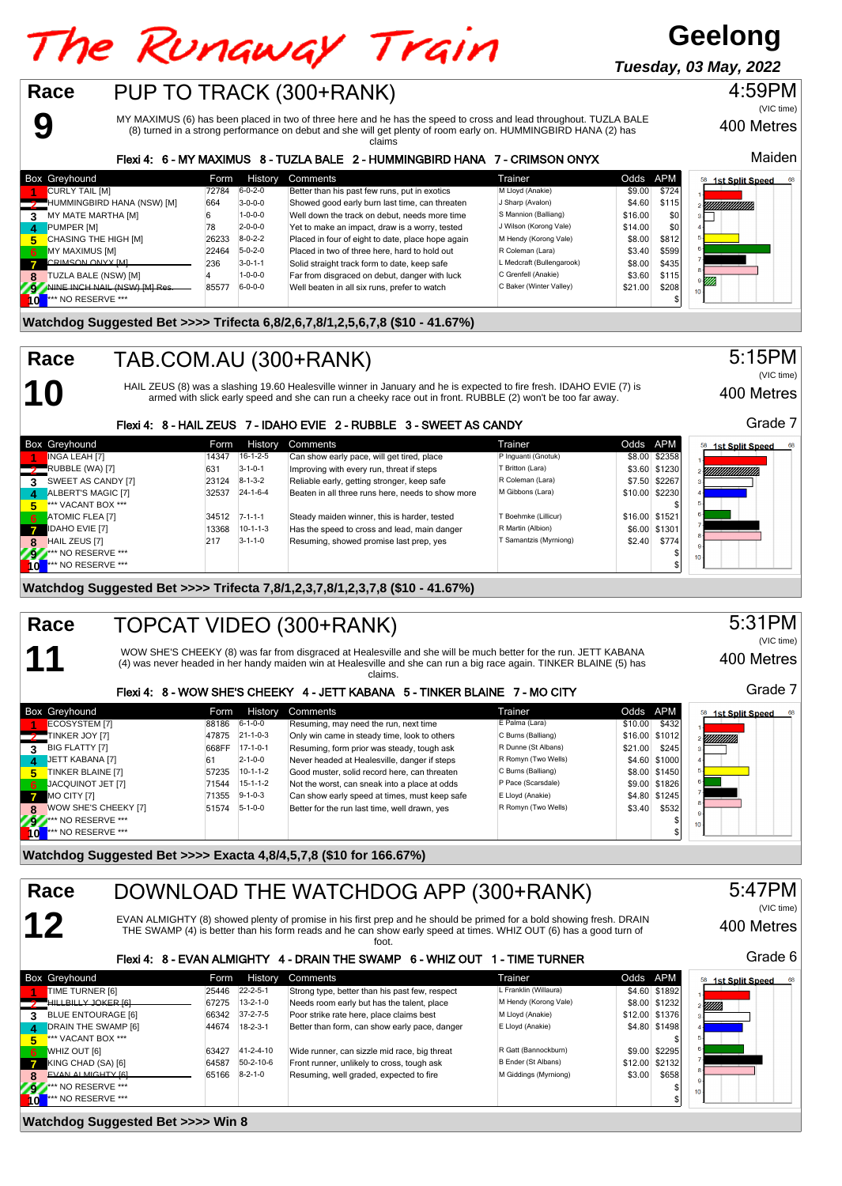# The Runaway Train

**Geelong**

***Tuesday, 03 May, 2022***

## Race 9 — PUP TO TRACK (300+RANK)

4:59PM (VIC time) — 400 Metres — Maiden

MY MAXIMUS (6) has been placed in two of three here and he has the speed to cross and lead throughout. TUZLA BALE (8) turned in a strong performance on debut and she will get plenty of room early on. HUMMINGBIRD HANA (2) has claims

**Flexi 4: 6 - MY MAXIMUS 8 - TUZLA BALE 2 - HUMMINGBIRD HANA 7 - CRIMSON ONYX**

| Box | Greyhound | Form | History | Comments | Trainer | Odds | APM |
|---|---|---|---|---|---|---|---|
| 1 | CURLY TAIL [M] | 72784 | 6-0-2-0 | Better than his past few runs, put in exotics | M Lloyd (Anakie) | $9.00 | $724 |
| 2 | HUMMINGBIRD HANA (NSW) [M] | 664 | 3-0-0-0 | Showed good early burn last time, can threaten | J Sharp (Avalon) | $4.60 | $115 |
| 3 | MY MATE MARTHA [M] | 6 | 1-0-0-0 | Well down the track on debut, needs more time | S Mannion (Balliang) | $16.00 | $0 |
| 4 | PUMPER [M] | 78 | 2-0-0-0 | Yet to make an impact, draw is a worry, tested | J Wilson (Korong Vale) | $14.00 | $0 |
| 5 | CHASING THE HIGH [M] | 26233 | 8-0-2-2 | Placed in four of eight to date, place hope again | M Hendy (Korong Vale) | $8.00 | $812 |
| 6 | MY MAXIMUS [M] | 22464 | 5-0-2-0 | Placed in two of three here, hard to hold out | R Coleman (Lara) | $3.40 | $599 |
| 7 | CRIMSON ONYX [M] | 236 | 3-0-1-1 | Solid straight track form to date, keep safe | L Medcraft (Bullengarook) | $8.00 | $435 |
| 8 | TUZLA BALE (NSW) [M] | 4 | 1-0-0-0 | Far from disgraced on debut, danger with luck | C Grenfell (Anakie) | $3.60 | $115 |
| 9 | ~~NINE INCH NAIL (NSW) [M] Res.~~ | 85577 | 6-0-0-0 | Well beaten in all six runs, prefer to watch | C Baker (Winter Valley) | $21.00 | $208 |
| 10 | *** NO RESERVE *** | | | | | | $ |

**Watchdog Suggested Bet >>>> Trifecta 6,8/2,6,7,8/1,2,5,6,7,8 ($10 - 41.67%)**

## Race 10 — TAB.COM.AU (300+RANK)

5:15PM (VIC time) — 400 Metres — Grade 7

HAIL ZEUS (8) was a slashing 19.60 Healesville winner in January and he is expected to fire fresh. IDAHO EVIE (7) is armed with slick early speed and she can run a cheeky race out in front. RUBBLE (2) won't be too far away.

**Flexi 4: 8 - HAIL ZEUS 7 - IDAHO EVIE 2 - RUBBLE 3 - SWEET AS CANDY**

| Box | Greyhound | Form | History | Comments | Trainer | Odds | APM |
|---|---|---|---|---|---|---|---|
| 1 | INGA LEAH [7] | 14347 | 16-1-2-5 | Can show early pace, will get tired, place | P Inguanti (Gnotuk) | $8.00 | $2358 |
| 2 | RUBBLE (WA) [7] | 631 | 3-1-0-1 | Improving with every run, threat if steps | T Britton (Lara) | $3.60 | $1230 |
| 3 | SWEET AS CANDY [7] | 23124 | 8-1-3-2 | Reliable early, getting stronger, keep safe | R Coleman (Lara) | $7.50 | $2267 |
| 4 | ALBERT'S MAGIC [7] | 32537 | 24-1-6-4 | Beaten in all three runs here, needs to show more | M Gibbons (Lara) | $10.00 | $2230 |
| 5 | *** VACANT BOX *** | | | | | | $ |
| 6 | ATOMIC FLEA [7] | 34512 | 7-1-1-1 | Steady maiden winner, this is harder, tested | T Boehmke (Lillicur) | $16.00 | $1521 |
| 7 | IDAHO EVIE [7] | 13368 | 10-1-1-3 | Has the speed to cross and lead, main danger | R Martin (Albion) | $6.00 | $1301 |
| 8 | HAIL ZEUS [7] | 217 | 3-1-1-0 | Resuming, showed promise last prep, yes | T Samantzis (Myrniong) | $2.40 | $774 |
| 9 | *** NO RESERVE *** | | | | | | $ |
| 10 | *** NO RESERVE *** | | | | | | $ |

**Watchdog Suggested Bet >>>> Trifecta 7,8/1,2,3,7,8/1,2,3,7,8 ($10 - 41.67%)**

## Race 11 — TOPCAT VIDEO (300+RANK)

5:31PM (VIC time) — 400 Metres — Grade 7

WOW SHE'S CHEEKY (8) was far from disgraced at Healesville and she will be much better for the run. JETT KABANA (4) was never headed in her handy maiden win at Healesville and she can run a big race again. TINKER BLAINE (5) has claims.

**Flexi 4: 8 - WOW SHE'S CHEEKY 4 - JETT KABANA 5 - TINKER BLAINE 7 - MO CITY**

| Box | Greyhound | Form | History | Comments | Trainer | Odds | APM |
|---|---|---|---|---|---|---|---|
| 1 | ECOSYSTEM [7] | 88186 | 6-1-0-0 | Resuming, may need the run, next time | E Palma (Lara) | $10.00 | $432 |
| 2 | TINKER JOY [7] | 47875 | 21-1-0-3 | Only win came in steady time, look to others | C Burns (Balliang) | $16.00 | $1012 |
| 3 | BIG FLATTY [7] | 668FF | 17-1-0-1 | Resuming, form prior was steady, tough ask | R Dunne (St Albans) | $21.00 | $245 |
| 4 | JETT KABANA [7] | 61 | 2-1-0-0 | Never headed at Healesville, danger if steps | R Romyn (Two Wells) | $4.60 | $1000 |
| 5 | TINKER BLAINE [7] | 57235 | 10-1-1-2 | Good muster, solid record here, can threaten | C Burns (Balliang) | $8.00 | $1450 |
| 6 | JACQUINOT JET [7] | 71544 | 15-1-1-2 | Not the worst, can sneak into a place at odds | P Pace (Scarsdale) | $9.00 | $1826 |
| 7 | MO CITY [7] | 71355 | 9-1-0-3 | Can show early speed at times, must keep safe | E Lloyd (Anakie) | $4.80 | $1245 |
| 8 | WOW SHE'S CHEEKY [7] | 51574 | 5-1-0-0 | Better for the run last time, well drawn, yes | R Romyn (Two Wells) | $3.40 | $532 |
| 9 | *** NO RESERVE *** | | | | | | $ |
| 10 | *** NO RESERVE *** | | | | | | $ |

**Watchdog Suggested Bet >>>> Exacta 4,8/4,5,7,8 ($10 for 166.67%)**

## Race 12 — DOWNLOAD THE WATCHDOG APP (300+RANK)

5:47PM (VIC time) — 400 Metres — Grade 6

EVAN ALMIGHTY (8) showed plenty of promise in his first prep and he should be primed for a bold showing fresh. DRAIN THE SWAMP (4) is better than his form reads and he can show early speed at times. WHIZ OUT (6) has a good turn of foot.

**Flexi 4: 8 - EVAN ALMIGHTY 4 - DRAIN THE SWAMP 6 - WHIZ OUT 1 - TIME TURNER**

| Box | Greyhound | Form | History | Comments | Trainer | Odds | APM |
|---|---|---|---|---|---|---|---|
| 1 | TIME TURNER [6] | 25446 | 22-2-5-1 | Strong type, better than his past few, respect | L Franklin (Willaura) | $4.60 | $1892 |
| 2 | ~~HILLBILLY JOKER [6]~~ | 67275 | 13-2-1-0 | Needs more room early but has the talent, place | M Hendy (Korong Vale) | $8.00 | $1232 |
| 3 | BLUE ENTOURAGE [6] | 66342 | 37-2-7-5 | Poor strike rate here, place claims best | M Lloyd (Anakie) | $12.00 | $1376 |
| 4 | DRAIN THE SWAMP [6] | 44674 | 18-2-3-1 | Better than form, can show early pace, danger | E Lloyd (Anakie) | $4.80 | $1498 |
| 5 | *** VACANT BOX *** | | | | | | $ |
| 6 | WHIZ OUT [6] | 63427 | 41-2-4-10 | Wide runner, can sizzle mid race, big threat | R Gatt (Bannockburn) | $9.00 | $2295 |
| 7 | KING CHAD (SA) [6] | 64587 | 50-2-10-6 | Front runner, unlikely to cross, tough ask | B Ender (St Albans) | $12.00 | $2132 |
| 8 | ~~EVAN ALMIGHTY [6]~~ | 65166 | 8-2-1-0 | Resuming, well graded, expected to fire | M Giddings (Myrniong) | $3.00 | $658 |
| 9 | *** NO RESERVE *** | | | | | | $ |
| 10 | *** NO RESERVE *** | | | | | | $ |

**Watchdog Suggested Bet >>>> Win 8**